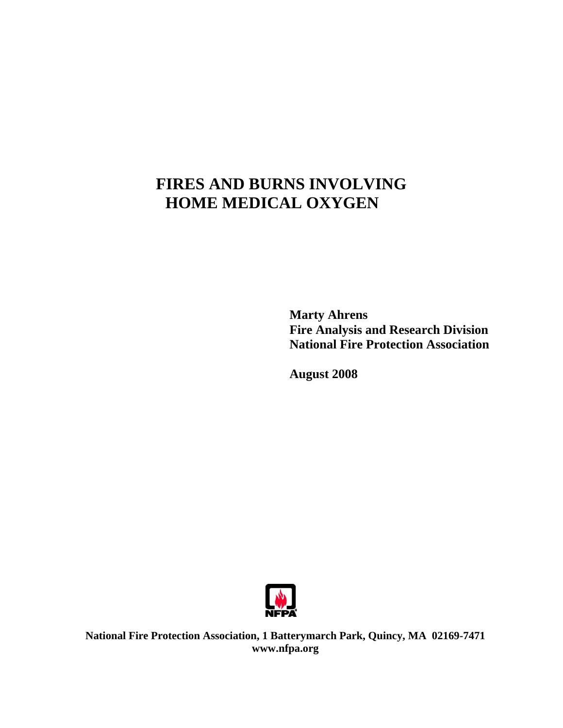# FIRES AND BURNS INVOLVING HOME MEDICAL OXYGEN

**Marty Ahrens**
**Fire Analysis and Research Division**
**National Fire Protection Association**

**August 2008**

**National Fire Protection Association, 1 Batterymarch Park, Quincy, MA 02169-7471**
**www.nfpa.org**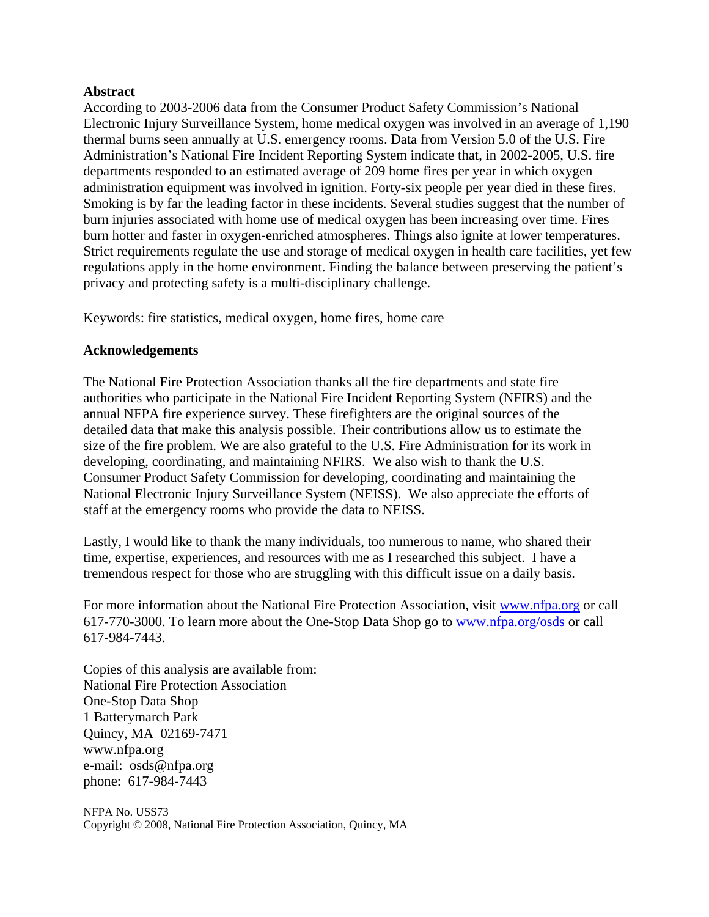**Abstract**

According to 2003-2006 data from the Consumer Product Safety Commission's National Electronic Injury Surveillance System, home medical oxygen was involved in an average of 1,190 thermal burns seen annually at U.S. emergency rooms. Data from Version 5.0 of the U.S. Fire Administration's National Fire Incident Reporting System indicate that, in 2002-2005, U.S. fire departments responded to an estimated average of 209 home fires per year in which oxygen administration equipment was involved in ignition. Forty-six people per year died in these fires. Smoking is by far the leading factor in these incidents. Several studies suggest that the number of burn injuries associated with home use of medical oxygen has been increasing over time. Fires burn hotter and faster in oxygen-enriched atmospheres. Things also ignite at lower temperatures. Strict requirements regulate the use and storage of medical oxygen in health care facilities, yet few regulations apply in the home environment. Finding the balance between preserving the patient's privacy and protecting safety is a multi-disciplinary challenge.

Keywords: fire statistics, medical oxygen, home fires, home care

**Acknowledgements**

The National Fire Protection Association thanks all the fire departments and state fire authorities who participate in the National Fire Incident Reporting System (NFIRS) and the annual NFPA fire experience survey. These firefighters are the original sources of the detailed data that make this analysis possible. Their contributions allow us to estimate the size of the fire problem. We are also grateful to the U.S. Fire Administration for its work in developing, coordinating, and maintaining NFIRS. We also wish to thank the U.S. Consumer Product Safety Commission for developing, coordinating and maintaining the National Electronic Injury Surveillance System (NEISS). We also appreciate the efforts of staff at the emergency rooms who provide the data to NEISS.

Lastly, I would like to thank the many individuals, too numerous to name, who shared their time, expertise, experiences, and resources with me as I researched this subject. I have a tremendous respect for those who are struggling with this difficult issue on a daily basis.

For more information about the National Fire Protection Association, visit www.nfpa.org or call 617-770-3000. To learn more about the One-Stop Data Shop go to www.nfpa.org/osds or call 617-984-7443.

Copies of this analysis are available from:
National Fire Protection Association
One-Stop Data Shop
1 Batterymarch Park
Quincy, MA 02169-7471
www.nfpa.org
e-mail: osds@nfpa.org
phone: 617-984-7443

NFPA No. USS73
Copyright © 2008, National Fire Protection Association, Quincy, MA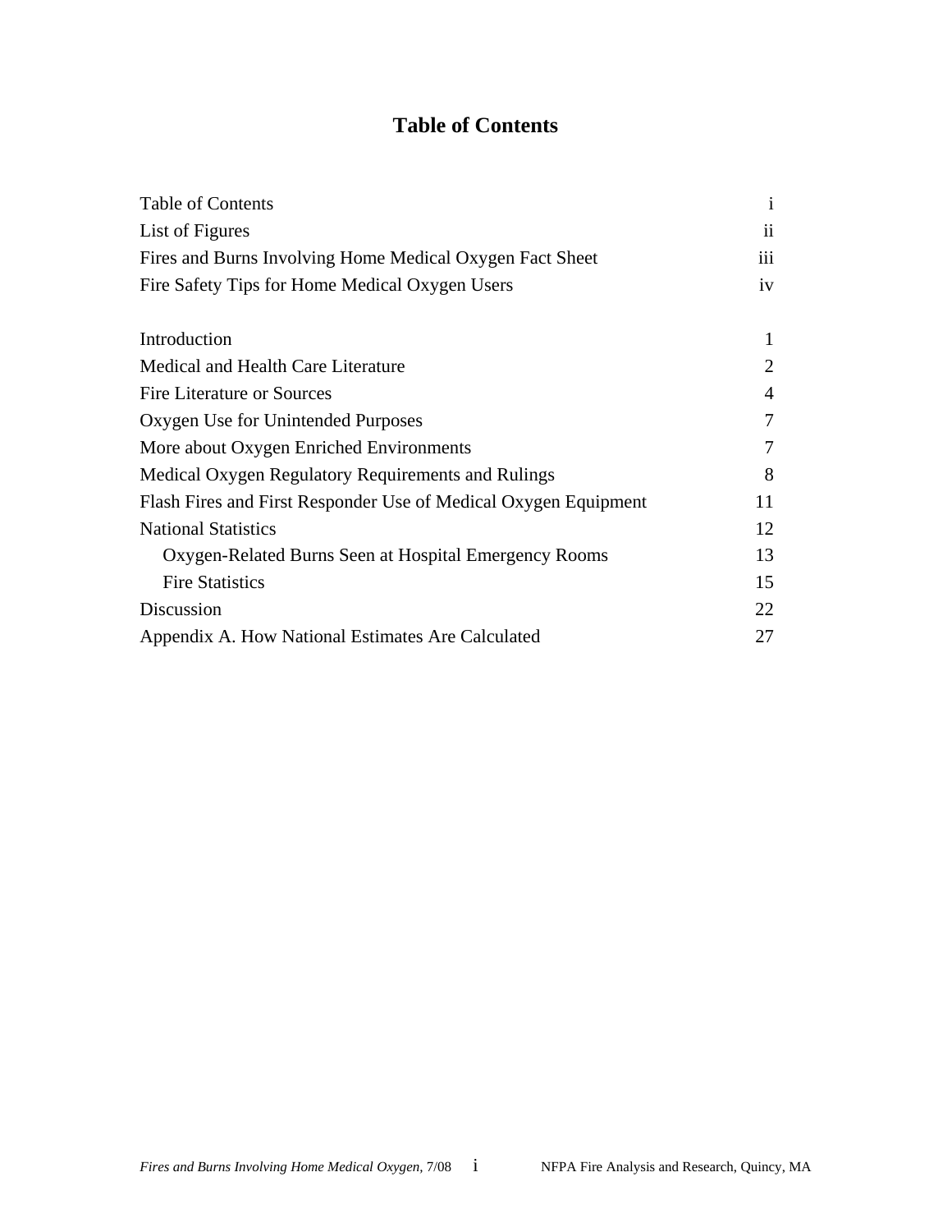# Table of Contents

| | |
|---|---|
| Table of Contents | i |
| List of Figures | ii |
| Fires and Burns Involving Home Medical Oxygen Fact Sheet | iii |
| Fire Safety Tips for Home Medical Oxygen Users | iv |
| | |
| Introduction | 1 |
| Medical and Health Care Literature | 2 |
| Fire Literature or Sources | 4 |
| Oxygen Use for Unintended Purposes | 7 |
| More about Oxygen Enriched Environments | 7 |
| Medical Oxygen Regulatory Requirements and Rulings | 8 |
| Flash Fires and First Responder Use of Medical Oxygen Equipment | 11 |
| National Statistics | 12 |
| Oxygen-Related Burns Seen at Hospital Emergency Rooms | 13 |
| Fire Statistics | 15 |
| Discussion | 22 |
| Appendix A. How National Estimates Are Calculated | 27 |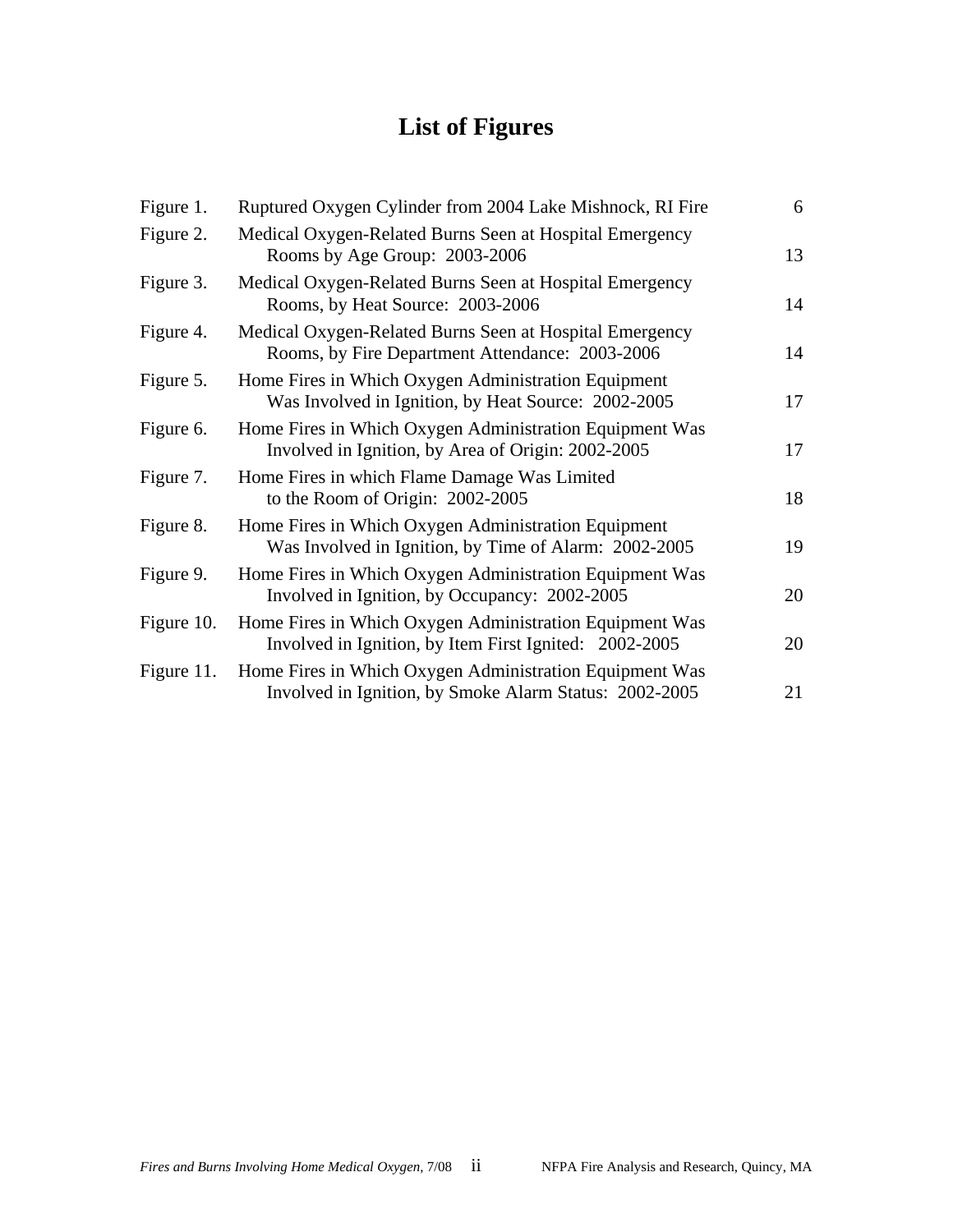# List of Figures

| | | |
|---|---|---|
| Figure 1. | Ruptured Oxygen Cylinder from 2004 Lake Mishnock, RI Fire | 6 |
| Figure 2. | Medical Oxygen-Related Burns Seen at Hospital Emergency Rooms by Age Group: 2003-2006 | 13 |
| Figure 3. | Medical Oxygen-Related Burns Seen at Hospital Emergency Rooms, by Heat Source: 2003-2006 | 14 |
| Figure 4. | Medical Oxygen-Related Burns Seen at Hospital Emergency Rooms, by Fire Department Attendance: 2003-2006 | 14 |
| Figure 5. | Home Fires in Which Oxygen Administration Equipment Was Involved in Ignition, by Heat Source: 2002-2005 | 17 |
| Figure 6. | Home Fires in Which Oxygen Administration Equipment Was Involved in Ignition, by Area of Origin: 2002-2005 | 17 |
| Figure 7. | Home Fires in which Flame Damage Was Limited to the Room of Origin: 2002-2005 | 18 |
| Figure 8. | Home Fires in Which Oxygen Administration Equipment Was Involved in Ignition, by Time of Alarm: 2002-2005 | 19 |
| Figure 9. | Home Fires in Which Oxygen Administration Equipment Was Involved in Ignition, by Occupancy: 2002-2005 | 20 |
| Figure 10. | Home Fires in Which Oxygen Administration Equipment Was Involved in Ignition, by Item First Ignited: 2002-2005 | 20 |
| Figure 11. | Home Fires in Which Oxygen Administration Equipment Was Involved in Ignition, by Smoke Alarm Status: 2002-2005 | 21 |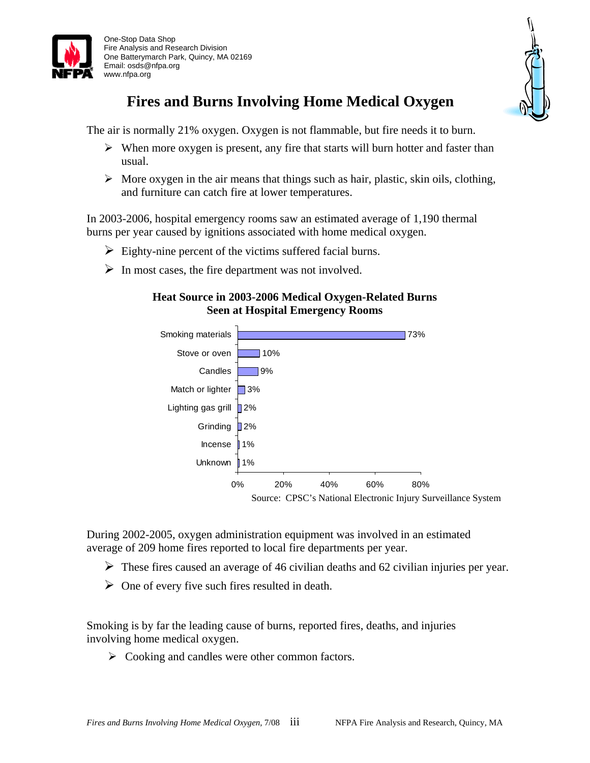One-Stop Data Shop
Fire Analysis and Research Division
One Batterymarch Park, Quincy, MA 02169
Email: osds@nfpa.org
www.nfpa.org

# Fires and Burns Involving Home Medical Oxygen

The air is normally 21% oxygen. Oxygen is not flammable, but fire needs it to burn.

- When more oxygen is present, any fire that starts will burn hotter and faster than usual.
- More oxygen in the air means that things such as hair, plastic, skin oils, clothing, and furniture can catch fire at lower temperatures.

In 2003-2006, hospital emergency rooms saw an estimated average of 1,190 thermal burns per year caused by ignitions associated with home medical oxygen.

- Eighty-nine percent of the victims suffered facial burns.
- In most cases, the fire department was not involved.

**Heat Source in 2003-2006 Medical Oxygen-Related Burns Seen at Hospital Emergency Rooms**

| Heat Source | Percent |
|---|---|
| Smoking materials | 73% |
| Stove or oven | 10% |
| Candles | 9% |
| Match or lighter | 3% |
| Lighting gas grill | 2% |
| Grinding | 2% |
| Incense | 1% |
| Unknown | 1% |

Source: CPSC's National Electronic Injury Surveillance System

During 2002-2005, oxygen administration equipment was involved in an estimated average of 209 home fires reported to local fire departments per year.

- These fires caused an average of 46 civilian deaths and 62 civilian injuries per year.
- One of every five such fires resulted in death.

Smoking is by far the leading cause of burns, reported fires, deaths, and injuries involving home medical oxygen.

- Cooking and candles were other common factors.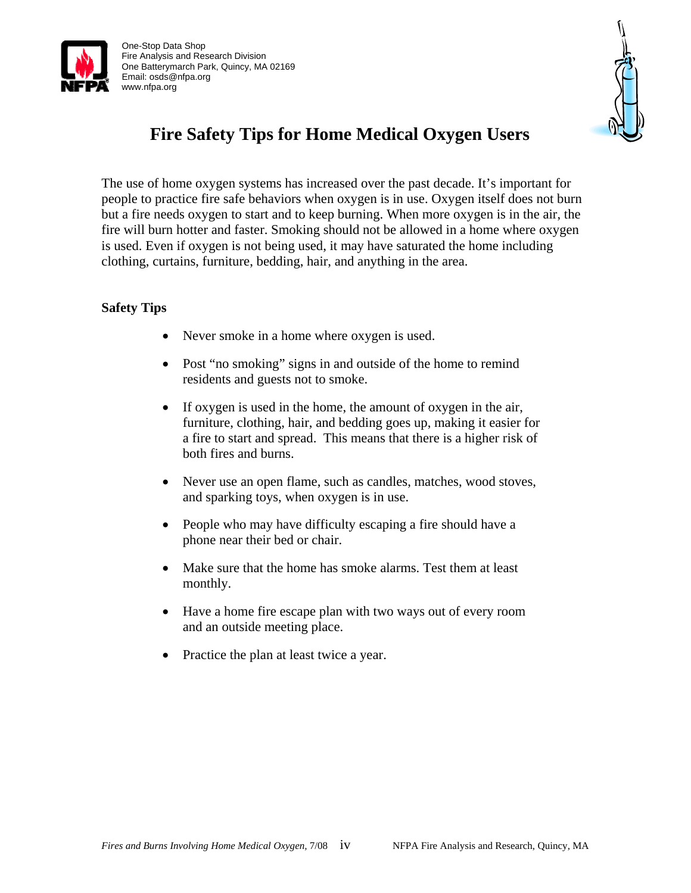One-Stop Data Shop
Fire Analysis and Research Division
One Batterymarch Park, Quincy, MA 02169
Email: osds@nfpa.org
www.nfpa.org

# Fire Safety Tips for Home Medical Oxygen Users

The use of home oxygen systems has increased over the past decade. It's important for people to practice fire safe behaviors when oxygen is in use. Oxygen itself does not burn but a fire needs oxygen to start and to keep burning. When more oxygen is in the air, the fire will burn hotter and faster. Smoking should not be allowed in a home where oxygen is used. Even if oxygen is not being used, it may have saturated the home including clothing, curtains, furniture, bedding, hair, and anything in the area.

**Safety Tips**

- Never smoke in a home where oxygen is used.
- Post "no smoking" signs in and outside of the home to remind residents and guests not to smoke.
- If oxygen is used in the home, the amount of oxygen in the air, furniture, clothing, hair, and bedding goes up, making it easier for a fire to start and spread. This means that there is a higher risk of both fires and burns.
- Never use an open flame, such as candles, matches, wood stoves, and sparking toys, when oxygen is in use.
- People who may have difficulty escaping a fire should have a phone near their bed or chair.
- Make sure that the home has smoke alarms. Test them at least monthly.
- Have a home fire escape plan with two ways out of every room and an outside meeting place.
- Practice the plan at least twice a year.